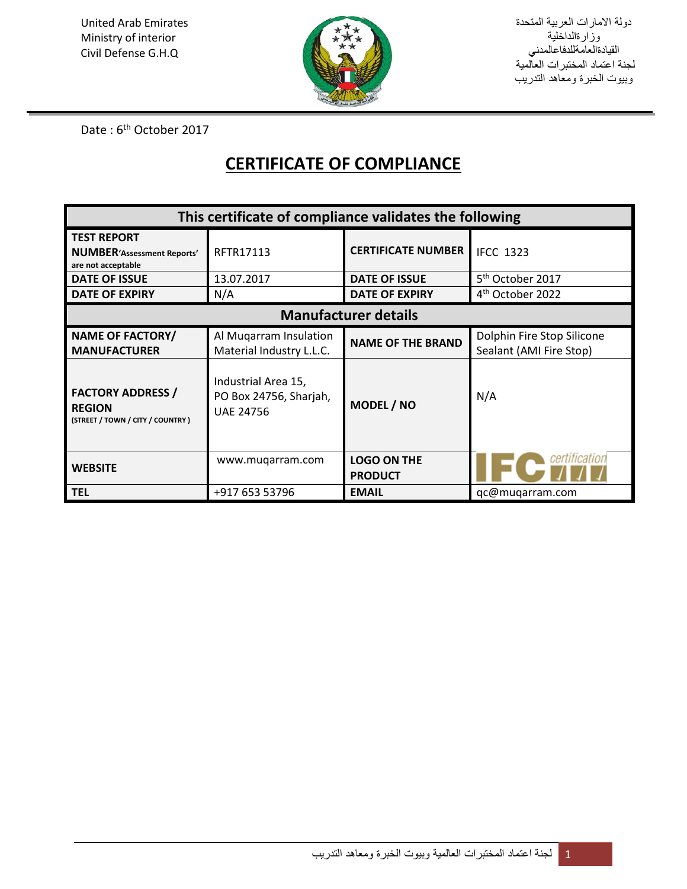United Arab Emirates
Ministry of interior
Civil Defense G.H.Q

دولة الامارات العربية المتحدة
وزارةالداخلية
القيادةالعامةللدفاعالمدني
لجنة اعتماد المختبرات العالمية
وبيوت الخبرة ومعاهد التدريب

Date : 6th October 2017

# CERTIFICATE OF COMPLIANCE

| This certificate of compliance validates the following | | | |
|---|---|---|---|
| **TEST REPORT NUMBER** 'Assessment Reports' are not acceptable | RFTR17113 | **CERTIFICATE NUMBER** | IFCC 1323 |
| **DATE OF ISSUE** | 13.07.2017 | **DATE OF ISSUE** | 5th October 2017 |
| **DATE OF EXPIRY** | N/A | **DATE OF EXPIRY** | 4th October 2022 |
| **Manufacturer details** | | | |
| **NAME OF FACTORY/ MANUFACTURER** | Al Muqarram Insulation Material Industry L.L.C. | **NAME OF THE BRAND** | Dolphin Fire Stop Silicone Sealant (AMI Fire Stop) |
| **FACTORY ADDRESS / REGION** (STREET / TOWN / CITY / COUNTRY ) | Industrial Area 15, PO Box 24756, Sharjah, UAE 24756 | **MODEL / NO** | N/A |
| **WEBSITE** | www.muqarram.com | **LOGO ON THE PRODUCT** | IFC certification |
| **TEL** | +917 653 53796 | **EMAIL** | qc@muqarram.com |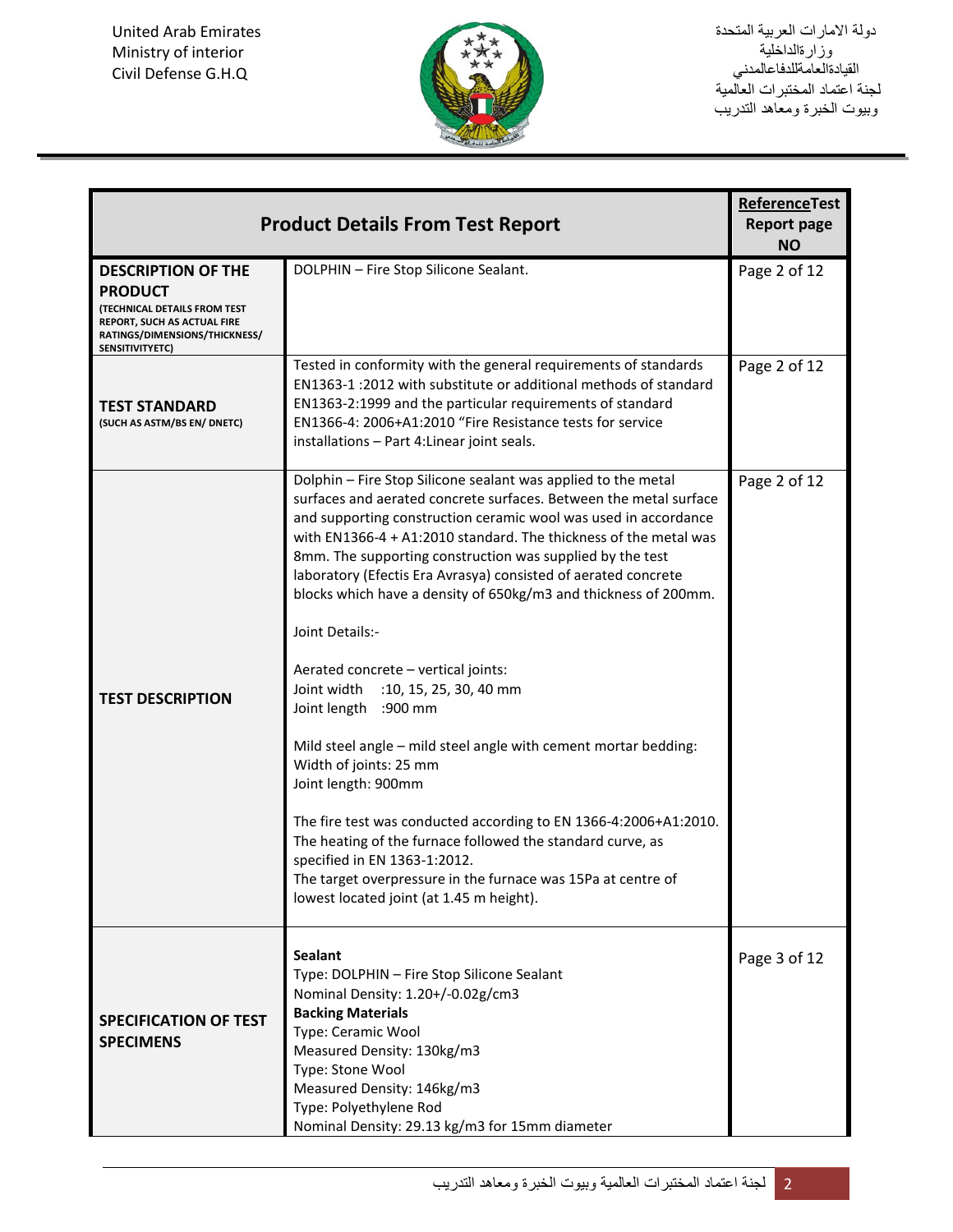| Product Details From Test Report | | ReferenceTest Report page NO |
|---|---|---|
| **DESCRIPTION OF THE PRODUCT** (TECHNICAL DETAILS FROM TEST REPORT, SUCH AS ACTUAL FIRE RATINGS/DIMENSIONS/THICKNESS/ SENSITIVITYETC) | DOLPHIN – Fire Stop Silicone Sealant. | Page 2 of 12 |
| **TEST STANDARD** (SUCH AS ASTM/BS EN/ DNETC) | Tested in conformity with the general requirements of standards EN1363-1 :2012 with substitute or additional methods of standard EN1363-2:1999 and the particular requirements of standard EN1366-4: 2006+A1:2010 "Fire Resistance tests for service installations – Part 4:Linear joint seals. | Page 2 of 12 |
| **TEST DESCRIPTION** | Dolphin – Fire Stop Silicone sealant was applied to the metal surfaces and aerated concrete surfaces. Between the metal surface and supporting construction ceramic wool was used in accordance with EN1366-4 + A1:2010 standard. The thickness of the metal was 8mm. The supporting construction was supplied by the test laboratory (Efectis Era Avrasya) consisted of aerated concrete blocks which have a density of 650kg/m3 and thickness of 200mm.<br><br>Joint Details:-<br><br>Aerated concrete – vertical joints:<br>Joint width :10, 15, 25, 30, 40 mm<br>Joint length :900 mm<br><br>Mild steel angle – mild steel angle with cement mortar bedding:<br>Width of joints: 25 mm<br>Joint length: 900mm<br><br>The fire test was conducted according to EN 1366-4:2006+A1:2010. The heating of the furnace followed the standard curve, as specified in EN 1363-1:2012.<br>The target overpressure in the furnace was 15Pa at centre of lowest located joint (at 1.45 m height). | Page 2 of 12 |
| **SPECIFICATION OF TEST SPECIMENS** | **Sealant**<br>Type: DOLPHIN – Fire Stop Silicone Sealant<br>Nominal Density: 1.20+/-0.02g/cm3<br>**Backing Materials**<br>Type: Ceramic Wool<br>Measured Density: 130kg/m3<br>Type: Stone Wool<br>Measured Density: 146kg/m3<br>Type: Polyethylene Rod<br>Nominal Density: 29.13 kg/m3 for 15mm diameter | Page 3 of 12 |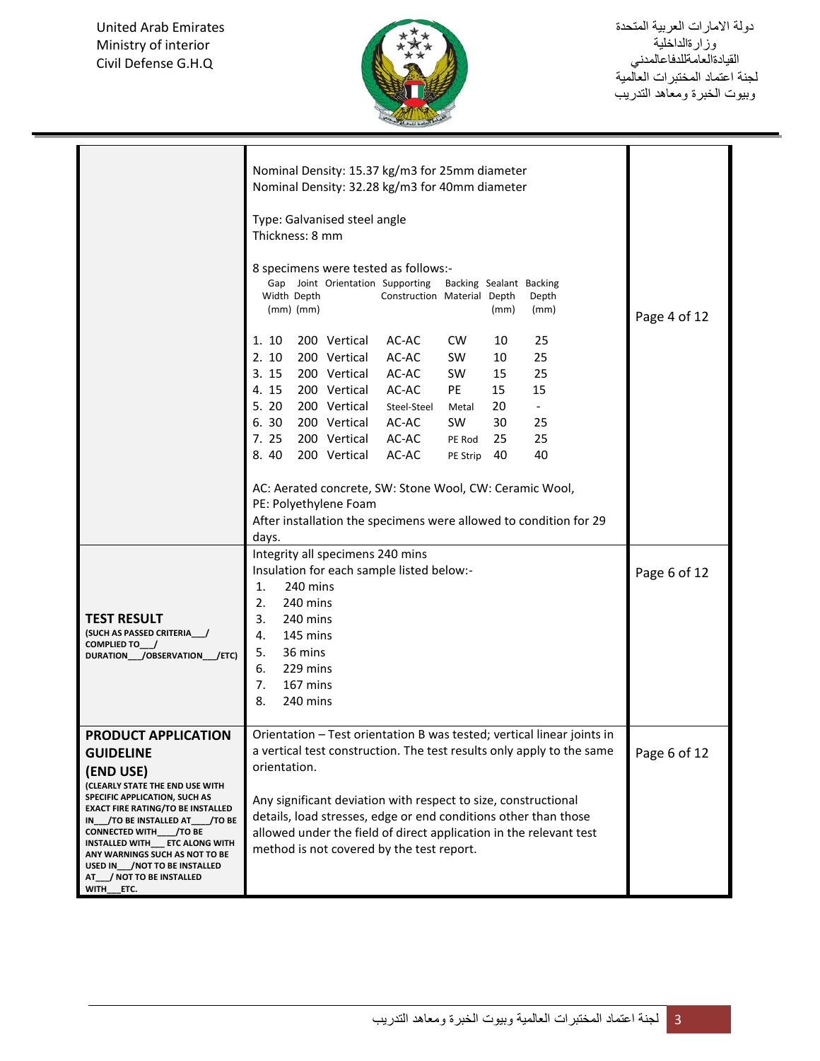| | | |
|---|---|---|
| | Nominal Density: 15.37 kg/m3 for 25mm diameter<br>Nominal Density: 32.28 kg/m3 for 40mm diameter<br><br>Type: Galvanised steel angle<br>Thickness: 8 mm<br><br>8 specimens were tested as follows:-<br>Gap Width (mm) / Joint Depth (mm) / Orientation / Supporting Construction / Backing Material / Sealant Depth (mm) / Backing Depth (mm)<br><br>1. 10 200 Vertical AC-AC CW 10 25<br>2. 10 200 Vertical AC-AC SW 10 25<br>3. 15 200 Vertical AC-AC SW 15 25<br>4. 15 200 Vertical AC-AC PE 15 15<br>5. 20 200 Vertical Steel-Steel Metal 20 -<br>6. 30 200 Vertical AC-AC SW 30 25<br>7. 25 200 Vertical AC-AC PE Rod 25 25<br>8. 40 200 Vertical AC-AC PE Strip 40 40<br><br>AC: Aerated concrete, SW: Stone Wool, CW: Ceramic Wool, PE: Polyethylene Foam<br>After installation the specimens were allowed to condition for 29 days. | Page 4 of 12 |
| **TEST RESULT**<br>**(SUCH AS PASSED CRITERIA___/ COMPLIED TO___/ DURATION___/OBSERVATION___/ETC)** | Integrity all specimens 240 mins<br>Insulation for each sample listed below:-<br>1. 240 mins<br>2. 240 mins<br>3. 240 mins<br>4. 145 mins<br>5. 36 mins<br>6. 229 mins<br>7. 167 mins<br>8. 240 mins | Page 6 of 12 |
| **PRODUCT APPLICATION GUIDELINE (END USE)**<br>**(CLEARLY STATE THE END USE WITH SPECIFIC APPLICATION, SUCH AS EXACT FIRE RATING/TO BE INSTALLED IN___/TO BE INSTALLED AT___/TO BE CONNECTED WITH___/TO BE INSTALLED WITH___ ETC ALONG WITH ANY WARNINGS SUCH AS NOT TO BE USED IN___/NOT TO BE INSTALLED AT___/ NOT TO BE INSTALLED WITH___ETC.** | Orientation – Test orientation B was tested; vertical linear joints in a vertical test construction. The test results only apply to the same orientation.<br><br>Any significant deviation with respect to size, constructional details, load stresses, edge or end conditions other than those allowed under the field of direct application in the relevant test method is not covered by the test report. | Page 6 of 12 |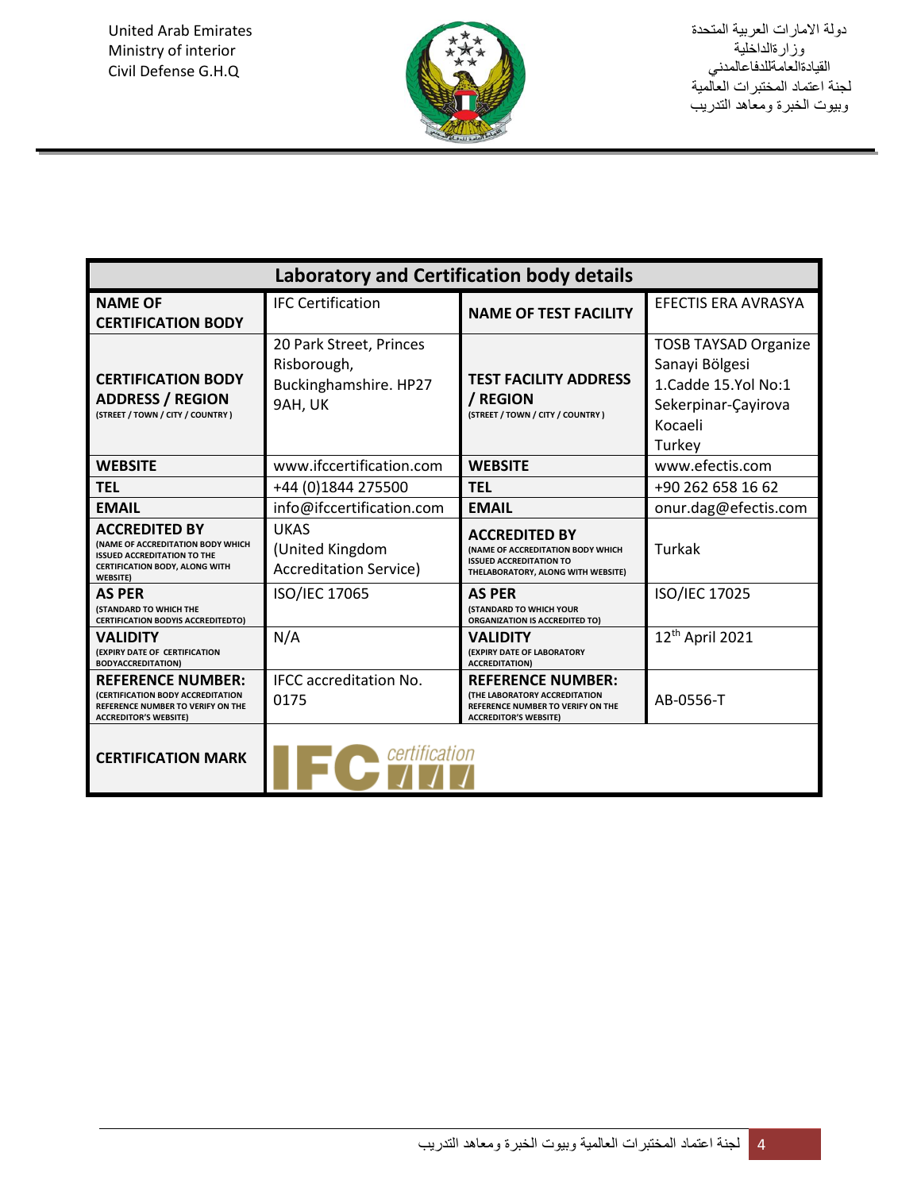United Arab Emirates
Ministry of interior
Civil Defense G.H.Q

دولة الامارات العربية المتحدة
وزارةالداخلية
القيادةالعامةللدفاعالمدني
لجنة اعتماد المختبرات العالمية
وبيوت الخبرة ومعاهد التدريب

| Laboratory and Certification body details | | | |
|---|---|---|---|
| **NAME OF CERTIFICATION BODY** | IFC Certification | **NAME OF TEST FACILITY** | EFECTIS ERA AVRASYA |
| **CERTIFICATION BODY ADDRESS / REGION** (STREET / TOWN / CITY / COUNTRY) | 20 Park Street, Princes Risborough, Buckinghamshire. HP27 9AH, UK | **TEST FACILITY ADDRESS / REGION** (STREET / TOWN / CITY / COUNTRY) | TOSB TAYSAD Organize Sanayi Bölgesi 1.Cadde 15.Yol No:1 Sekerpinar-Çayirova Kocaeli Turkey |
| **WEBSITE** | www.ifccertification.com | **WEBSITE** | www.efectis.com |
| **TEL** | +44 (0)1844 275500 | **TEL** | +90 262 658 16 62 |
| **EMAIL** | info@ifccertification.com | **EMAIL** | onur.dag@efectis.com |
| **ACCREDITED BY** (NAME OF ACCREDITATION BODY WHICH ISSUED ACCREDITATION TO THE CERTIFICATION BODY, ALONG WITH WEBSITE) | UKAS (United Kingdom Accreditation Service) | **ACCREDITED BY** (NAME OF ACCREDITATION BODY WHICH ISSUED ACCREDITATION TO THELABORATORY, ALONG WITH WEBSITE) | Turkak |
| **AS PER** (STANDARD TO WHICH THE CERTIFICATION BODYIS ACCREDITEDTO) | ISO/IEC 17065 | **AS PER** (STANDARD TO WHICH YOUR ORGANIZATION IS ACCREDITED TO) | ISO/IEC 17025 |
| **VALIDITY** (EXPIRY DATE OF CERTIFICATION BODYACCREDITATION) | N/A | **VALIDITY** (EXPIRY DATE OF LABORATORY ACCREDITATION) | 12th April 2021 |
| **REFERENCE NUMBER:** (CERTIFICATION BODY ACCREDITATION REFERENCE NUMBER TO VERIFY ON THE ACCREDITOR'S WEBSITE) | IFCC accreditation No. 0175 | **REFERENCE NUMBER:** (THE LABORATORY ACCREDITATION REFERENCE NUMBER TO VERIFY ON THE ACCREDITOR'S WEBSITE) | AB-0556-T |
| **CERTIFICATION MARK** | IFC certification | | |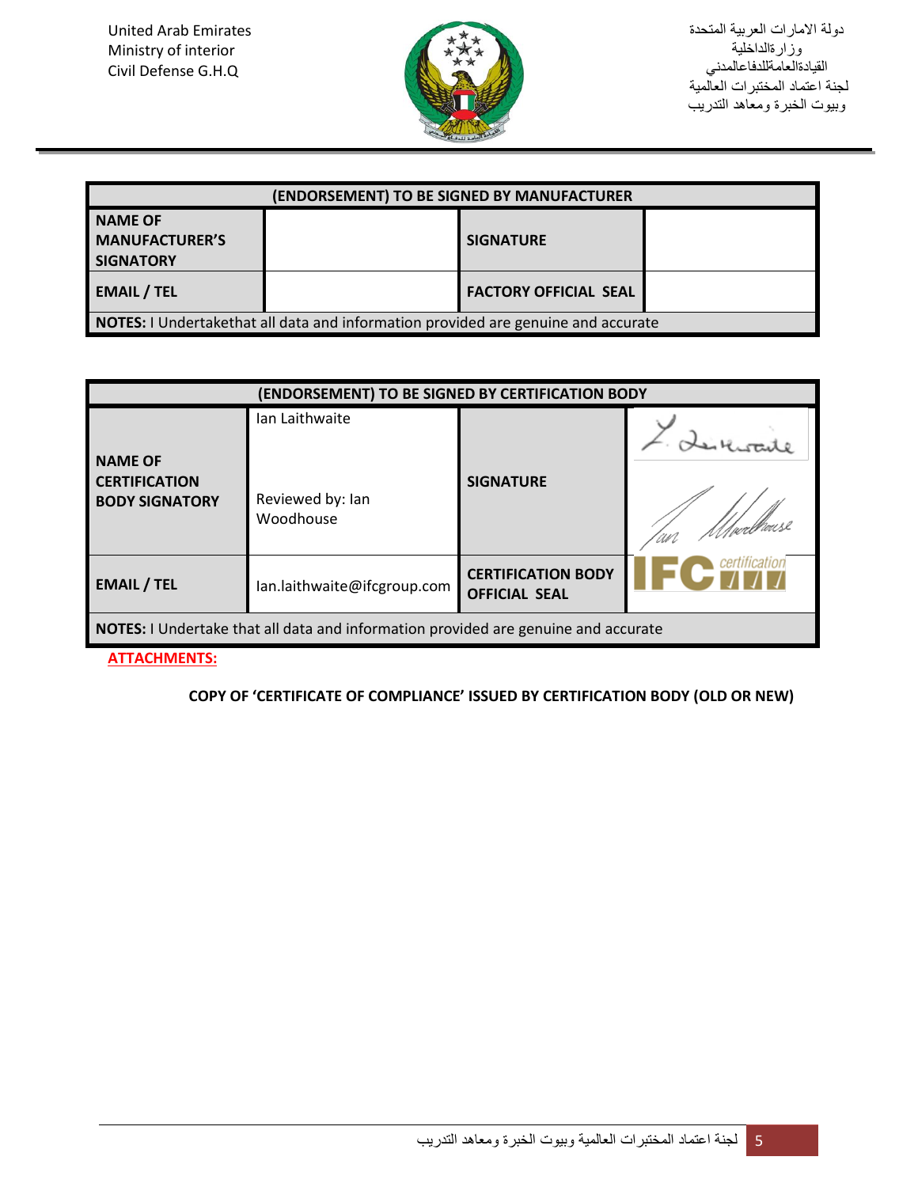United Arab Emirates
Ministry of interior
Civil Defense G.H.Q

دولة الامارات العربية المتحدة
وزارةالداخلية
القيادةالعامةللدفاعالمدني
لجنة اعتماد المختبرات العالمية
وبيوت الخبرة ومعاهد التدريب

| (ENDORSEMENT) TO BE SIGNED BY MANUFACTURER | | | |
|---|---|---|---|
| **NAME OF MANUFACTURER'S SIGNATORY** | | **SIGNATURE** | |
| **EMAIL / TEL** | | **FACTORY OFFICIAL SEAL** | |
| **NOTES:** I Undertakethat all data and information provided are genuine and accurate | | | |

| (ENDORSEMENT) TO BE SIGNED BY CERTIFICATION BODY | | | |
|---|---|---|---|
| **NAME OF CERTIFICATION BODY SIGNATORY** | Ian Laithwaite<br><br>Reviewed by: Ian Woodhouse | **SIGNATURE** | I. Laithwaite<br>Ian Woodhouse |
| **EMAIL / TEL** | Ian.laithwaite@ifcgroup.com | **CERTIFICATION BODY OFFICIAL SEAL** | IFC certification |
| **NOTES:** I Undertake that all data and information provided are genuine and accurate | | | |

**ATTACHMENTS:**

**COPY OF 'CERTIFICATE OF COMPLIANCE' ISSUED BY CERTIFICATION BODY (OLD OR NEW)**